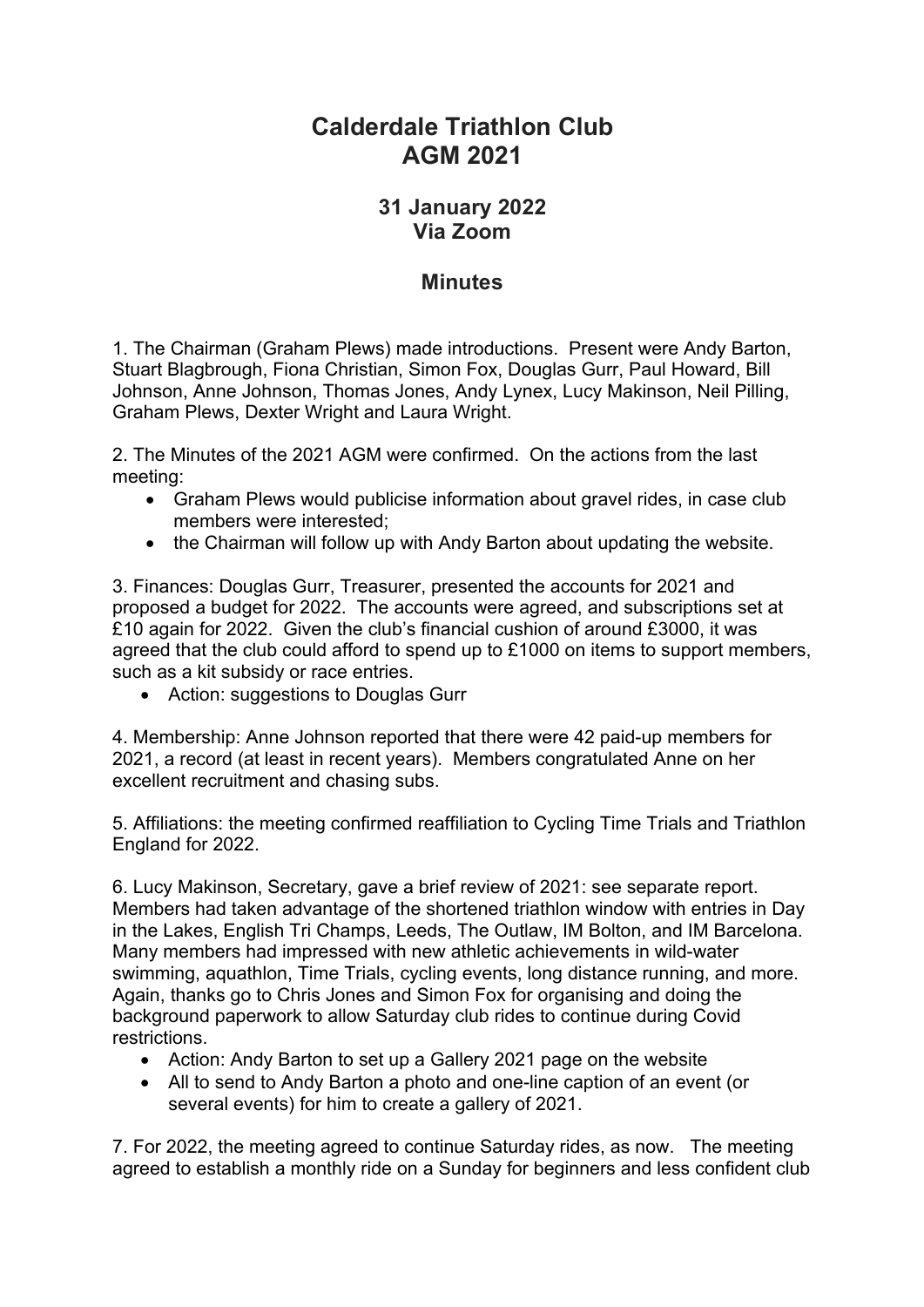# Calderdale Triathlon Club
# AGM 2021

### 31 January 2022
### Via Zoom

## Minutes

1. The Chairman (Graham Plews) made introductions. Present were Andy Barton, Stuart Blagbrough, Fiona Christian, Simon Fox, Douglas Gurr, Paul Howard, Bill Johnson, Anne Johnson, Thomas Jones, Andy Lynex, Lucy Makinson, Neil Pilling, Graham Plews, Dexter Wright and Laura Wright.

2. The Minutes of the 2021 AGM were confirmed. On the actions from the last meeting:

- Graham Plews would publicise information about gravel rides, in case club members were interested;
- the Chairman will follow up with Andy Barton about updating the website.

3. Finances: Douglas Gurr, Treasurer, presented the accounts for 2021 and proposed a budget for 2022. The accounts were agreed, and subscriptions set at £10 again for 2022. Given the club's financial cushion of around £3000, it was agreed that the club could afford to spend up to £1000 on items to support members, such as a kit subsidy or race entries.

- Action: suggestions to Douglas Gurr

4. Membership: Anne Johnson reported that there were 42 paid-up members for 2021, a record (at least in recent years). Members congratulated Anne on her excellent recruitment and chasing subs.

5. Affiliations: the meeting confirmed reaffiliation to Cycling Time Trials and Triathlon England for 2022.

6. Lucy Makinson, Secretary, gave a brief review of 2021: see separate report. Members had taken advantage of the shortened triathlon window with entries in Day in the Lakes, English Tri Champs, Leeds, The Outlaw, IM Bolton, and IM Barcelona. Many members had impressed with new athletic achievements in wild-water swimming, aquathlon, Time Trials, cycling events, long distance running, and more. Again, thanks go to Chris Jones and Simon Fox for organising and doing the background paperwork to allow Saturday club rides to continue during Covid restrictions.

- Action: Andy Barton to set up a Gallery 2021 page on the website
- All to send to Andy Barton a photo and one-line caption of an event (or several events) for him to create a gallery of 2021.

7. For 2022, the meeting agreed to continue Saturday rides, as now. The meeting agreed to establish a monthly ride on a Sunday for beginners and less confident club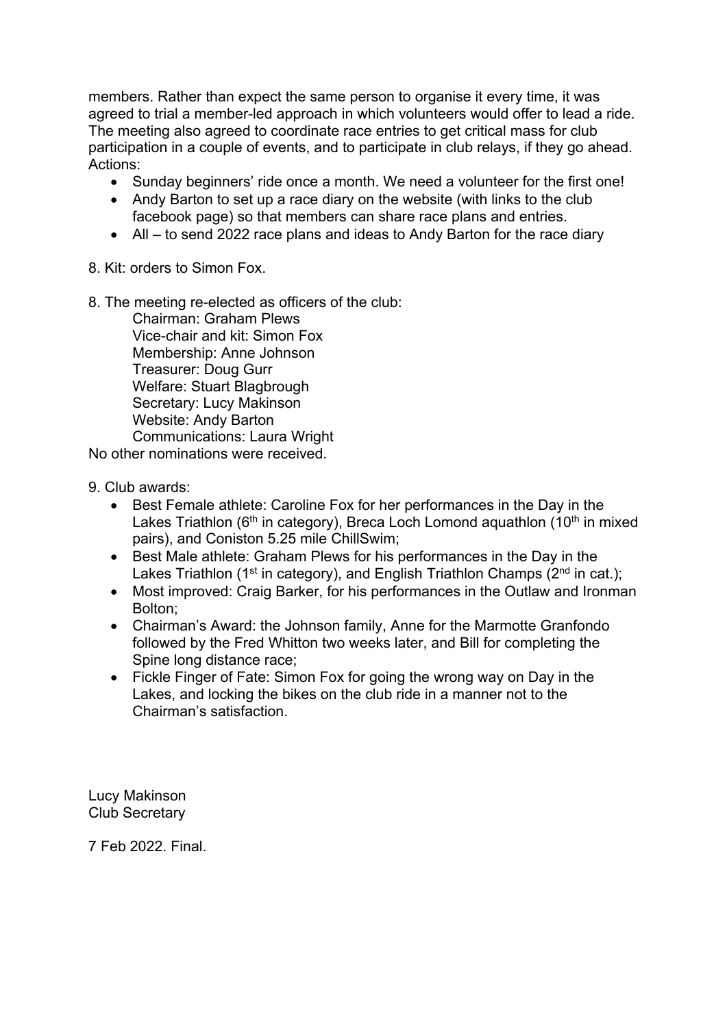members. Rather than expect the same person to organise it every time, it was agreed to trial a member-led approach in which volunteers would offer to lead a ride. The meeting also agreed to coordinate race entries to get critical mass for club participation in a couple of events, and to participate in club relays, if they go ahead. Actions:

- Sunday beginners' ride once a month. We need a volunteer for the first one!
- Andy Barton to set up a race diary on the website (with links to the club facebook page) so that members can share race plans and entries.
- All – to send 2022 race plans and ideas to Andy Barton for the race diary

8. Kit: orders to Simon Fox.

8. The meeting re-elected as officers of the club:

Chairman: Graham Plews
Vice-chair and kit: Simon Fox
Membership: Anne Johnson
Treasurer: Doug Gurr
Welfare: Stuart Blagbrough
Secretary: Lucy Makinson
Website: Andy Barton
Communications: Laura Wright

No other nominations were received.

9. Club awards:

- Best Female athlete: Caroline Fox for her performances in the Day in the Lakes Triathlon (6th in category), Breca Loch Lomond aquathlon (10th in mixed pairs), and Coniston 5.25 mile ChillSwim;
- Best Male athlete: Graham Plews for his performances in the Day in the Lakes Triathlon (1st in category), and English Triathlon Champs (2nd in cat.);
- Most improved: Craig Barker, for his performances in the Outlaw and Ironman Bolton;
- Chairman's Award: the Johnson family, Anne for the Marmotte Granfondo followed by the Fred Whitton two weeks later, and Bill for completing the Spine long distance race;
- Fickle Finger of Fate: Simon Fox for going the wrong way on Day in the Lakes, and locking the bikes on the club ride in a manner not to the Chairman's satisfaction.

Lucy Makinson
Club Secretary

7 Feb 2022. Final.